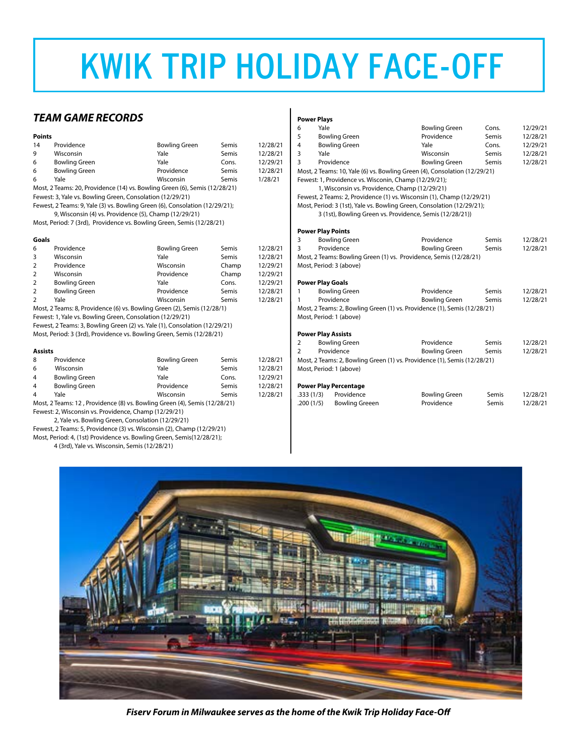# KWIK TRIP HOLIDAY FACE-OFF

## *TEAM GAME RECORDS*

**Points**

| | | | | |
|---|---|---|---|---|
| 14 | Providence | Bowling Green | Semis | 12/28/21 |
| 9 | Wisconsin | Yale | Semis | 12/28/21 |
| 6 | Bowling Green | Yale | Cons. | 12/29/21 |
| 6 | Bowling Green | Providence | Semis | 12/28/21 |
| 6 | Yale | Wisconsin | Semis | 1/28/21 |

Most, 2 Teams: 20, Providence (14) vs. Bowling Green (6), Semis (12/28/21)
Fewest: 3, Yale vs. Bowling Green, Consolation (12/29/21)
Fewest, 2 Teams: 9, Yale (3) vs. Bowling Green (6), Consolation (12/29/21);
9, Wisconsin (4) vs. Providence (5), Champ (12/29/21)
Most, Period: 7 (3rd), Providence vs. Bowling Green, Semis (12/28/21)

**Goals**

| | | | | |
|---|---|---|---|---|
| 6 | Providence | Bowling Green | Semis | 12/28/21 |
| 3 | Wisconsin | Yale | Semis | 12/28/21 |
| 2 | Providence | Wisconsin | Champ | 12/29/21 |
| 2 | Wisconsin | Providence | Champ | 12/29/21 |
| 2 | Bowling Green | Yale | Cons. | 12/29/21 |
| 2 | Bowling Green | Providence | Semis | 12/28/21 |
| 2 | Yale | Wisconsin | Semis | 12/28/21 |

Most, 2 Teams: 8, Providence (6) vs. Bowling Green (2), Semis (12/28/1)
Fewest: 1, Yale vs. Bowling Green, Consolation (12/29/21)
Fewest, 2 Teams: 3, Bowling Green (2) vs. Yale (1), Consolation (12/29/21)
Most, Period: 3 (3rd), Providence vs. Bowling Green, Semis (12/28/21)

**Assists**

| | | | | |
|---|---|---|---|---|
| 8 | Providence | Bowling Green | Semis | 12/28/21 |
| 6 | Wisconsin | Yale | Semis | 12/28/21 |
| 4 | Bowling Green | Yale | Cons. | 12/29/21 |
| 4 | Bowling Green | Providence | Semis | 12/28/21 |
| 4 | Yale | Wisconsin | Semis | 12/28/21 |

Most, 2 Teams: 12 , Providence (8) vs. Bowling Green (4), Semis (12/28/21)
Fewest: 2, Wisconsin vs. Providence, Champ (12/29/21)
2, Yale vs. Bowling Green, Consolation (12/29/21)
Fewest, 2 Teams: 5, Providence (3) vs. Wisconsin (2), Champ (12/29/21)
Most, Period: 4, (1st) Providence vs. Bowling Green, Semis(12/28/21);
4 (3rd), Yale vs. Wisconsin, Semis (12/28/21)

**Power Plays**

| | | | | |
|---|---|---|---|---|
| 6 | Yale | Bowling Green | Cons. | 12/29/21 |
| 5 | Bowling Green | Providence | Semis | 12/28/21 |
| 4 | Bowling Green | Yale | Cons. | 12/29/21 |
| 3 | Yale | Wisconsin | Semis | 12/28/21 |
| 3 | Providence | Bowling Green | Semis | 12/28/21 |

Most, 2 Teams: 10, Yale (6) vs. Bowling Green (4), Consolation (12/29/21)
Fewest: 1, Providence vs. Wisconin, Champ (12/29/21);
1, Wisconsin vs. Providence, Champ (12/29/21)
Fewest, 2 Teams: 2, Providence (1) vs. Wisconsin (1), Champ (12/29/21)
Most, Period: 3 (1st), Yale vs. Bowling Green, Consolation (12/29/21);
3 (1st), Bowling Green vs. Providence, Semis (12/28/21))

**Power Play Points**

| | | | | |
|---|---|---|---|---|
| 3 | Bowling Green | Providence | Semis | 12/28/21 |
| 3 | Providence | Bowling Green | Semis | 12/28/21 |

Most, 2 Teams: Bowling Green (1) vs. Providence, Semis (12/28/21)
Most, Period: 3 (above)

**Power Play Goals**

| | | | | |
|---|---|---|---|---|
| 1 | Bowling Green | Providence | Semis | 12/28/21 |
| 1 | Providence | Bowling Green | Semis | 12/28/21 |

Most, 2 Teams: 2, Bowling Green (1) vs. Providence (1), Semis (12/28/21)
Most, Period: 1 (above)

**Power Play Assists**

| | | | | |
|---|---|---|---|---|
| 2 | Bowling Green | Providence | Semis | 12/28/21 |
| 2 | Providence | Bowling Green | Semis | 12/28/21 |

Most, 2 Teams: 2, Bowling Green (1) vs. Providence (1), Semis (12/28/21)
Most, Period: 1 (above)

**Power Play Percentage**

| | | | | |
|---|---|---|---|---|
| .333 (1/3) | Providence | Bowling Green | Semis | 12/28/21 |
| .200 (1/5) | Bowling Greeen | Providence | Semis | 12/28/21 |

***Fiserv Forum in Milwaukee serves as the home of the Kwik Trip Holiday Face-Off***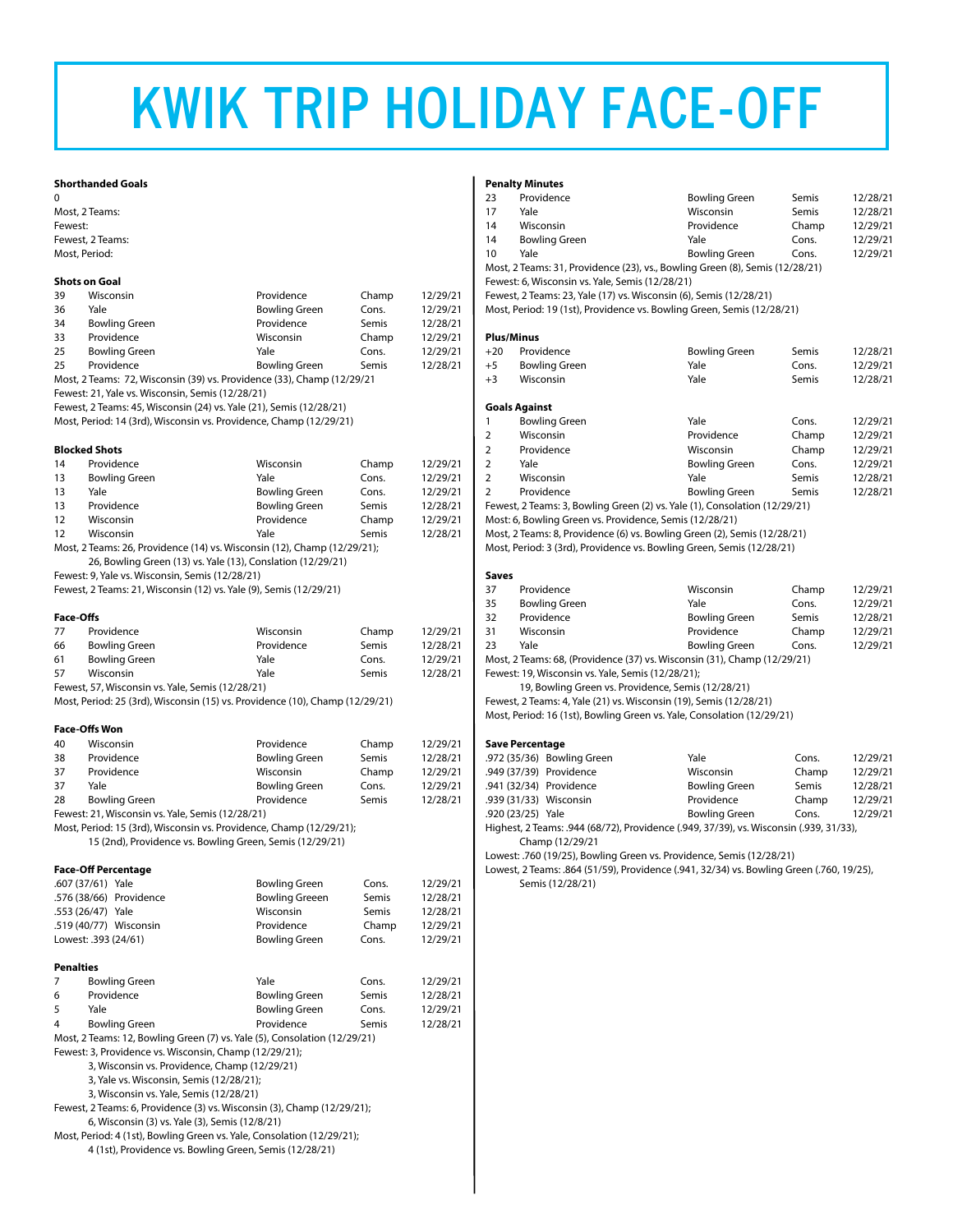# KWIK TRIP HOLIDAY FACE-OFF

**Shorthanded Goals**

0

Most, 2 Teams:

Fewest:

Fewest, 2 Teams:

Most, Period:

**Shots on Goal**

| | | | | |
|---|---|---|---|---|
| 39 | Wisconsin | Providence | Champ | 12/29/21 |
| 36 | Yale | Bowling Green | Cons. | 12/29/21 |
| 34 | Bowling Green | Providence | Semis | 12/28/21 |
| 33 | Providence | Wisconsin | Champ | 12/29/21 |
| 25 | Bowling Green | Yale | Cons. | 12/29/21 |
| 25 | Providence | Bowling Green | Semis | 12/28/21 |

Most, 2 Teams: 72, Wisconsin (39) vs. Providence (33), Champ (12/29/21

Fewest: 21, Yale vs. Wisconsin, Semis (12/28/21)

Fewest, 2 Teams: 45, Wisconsin (24) vs. Yale (21), Semis (12/28/21)

Most, Period: 14 (3rd), Wisconsin vs. Providence, Champ (12/29/21)

**Blocked Shots**

| | | | | |
|---|---|---|---|---|
| 14 | Providence | Wisconsin | Champ | 12/29/21 |
| 13 | Bowling Green | Yale | Cons. | 12/29/21 |
| 13 | Yale | Bowling Green | Cons. | 12/29/21 |
| 13 | Providence | Bowling Green | Semis | 12/28/21 |
| 12 | Wisconsin | Providence | Champ | 12/29/21 |
| 12 | Wisconsin | Yale | Semis | 12/28/21 |

Most, 2 Teams: 26, Providence (14) vs. Wisconsin (12), Champ (12/29/21);
26, Bowling Green (13) vs. Yale (13), Conslation (12/29/21)

Fewest: 9, Yale vs. Wisconsin, Semis (12/28/21)

Fewest, 2 Teams: 21, Wisconsin (12) vs. Yale (9), Semis (12/29/21)

**Face-Offs**

| | | | | |
|---|---|---|---|---|
| 77 | Providence | Wisconsin | Champ | 12/29/21 |
| 66 | Bowling Green | Providence | Semis | 12/28/21 |
| 61 | Bowling Green | Yale | Cons. | 12/29/21 |
| 57 | Wisconsin | Yale | Semis | 12/28/21 |

Fewest, 57, Wisconsin vs. Yale, Semis (12/28/21)

Most, Period: 25 (3rd), Wisconsin (15) vs. Providence (10), Champ (12/29/21)

**Face-Offs Won**

| | | | | |
|---|---|---|---|---|
| 40 | Wisconsin | Providence | Champ | 12/29/21 |
| 38 | Providence | Bowling Green | Semis | 12/28/21 |
| 37 | Providence | Wisconsin | Champ | 12/29/21 |
| 37 | Yale | Bowling Green | Cons. | 12/29/21 |
| 28 | Bowling Green | Providence | Semis | 12/28/21 |

Fewest: 21, Wisconsin vs. Yale, Semis (12/28/21)

Most, Period: 15 (3rd), Wisconsin vs. Providence, Champ (12/29/21);
15 (2nd), Providence vs. Bowling Green, Semis (12/29/21)

**Face-Off Percentage**

| | | | |
|---|---|---|---|
| .607 (37/61) Yale | Bowling Green | Cons. | 12/29/21 |
| .576 (38/66) Providence | Bowling Greeen | Semis | 12/28/21 |
| .553 (26/47) Yale | Wisconsin | Semis | 12/28/21 |
| .519 (40/77) Wisconsin | Providence | Champ | 12/29/21 |
| Lowest: .393 (24/61) | Bowling Green | Cons. | 12/29/21 |

**Penalties**

| | | | | |
|---|---|---|---|---|
| 7 | Bowling Green | Yale | Cons. | 12/29/21 |
| 6 | Providence | Bowling Green | Semis | 12/28/21 |
| 5 | Yale | Bowling Green | Cons. | 12/29/21 |
| 4 | Bowling Green | Providence | Semis | 12/28/21 |

Most, 2 Teams: 12, Bowling Green (7) vs. Yale (5), Consolation (12/29/21)

Fewest: 3, Providence vs. Wisconsin, Champ (12/29/21);
3, Wisconsin vs. Providence, Champ (12/29/21)
3, Yale vs. Wisconsin, Semis (12/28/21);
3, Wisconsin vs. Yale, Semis (12/28/21)

Fewest, 2 Teams: 6, Providence (3) vs. Wisconsin (3), Champ (12/29/21);
6, Wisconsin (3) vs. Yale (3), Semis (12/8/21)

Most, Period: 4 (1st), Bowling Green vs. Yale, Consolation (12/29/21);
4 (1st), Providence vs. Bowling Green, Semis (12/28/21)

**Penalty Minutes**

| | | | | |
|---|---|---|---|---|
| 23 | Providence | Bowling Green | Semis | 12/28/21 |
| 17 | Yale | Wisconsin | Semis | 12/28/21 |
| 14 | Wisconsin | Providence | Champ | 12/29/21 |
| 14 | Bowling Green | Yale | Cons. | 12/29/21 |
| 10 | Yale | Bowling Green | Cons. | 12/29/21 |

Most, 2 Teams: 31, Providence (23), vs., Bowling Green (8), Semis (12/28/21)

Fewest: 6, Wisconsin vs. Yale, Semis (12/28/21)

Fewest, 2 Teams: 23, Yale (17) vs. Wisconsin (6), Semis (12/28/21)

Most, Period: 19 (1st), Providence vs. Bowling Green, Semis (12/28/21)

**Plus/Minus**

| | | | | |
|---|---|---|---|---|
| +20 | Providence | Bowling Green | Semis | 12/28/21 |
| +5 | Bowling Green | Yale | Cons. | 12/29/21 |
| +3 | Wisconsin | Yale | Semis | 12/28/21 |

**Goals Against**

| | | | | |
|---|---|---|---|---|
| 1 | Bowling Green | Yale | Cons. | 12/29/21 |
| 2 | Wisconsin | Providence | Champ | 12/29/21 |
| 2 | Providence | Wisconsin | Champ | 12/29/21 |
| 2 | Yale | Bowling Green | Cons. | 12/29/21 |
| 2 | Wisconsin | Yale | Semis | 12/28/21 |
| 2 | Providence | Bowling Green | Semis | 12/28/21 |

Fewest, 2 Teams: 3, Bowling Green (2) vs. Yale (1), Consolation (12/29/21)

Most: 6, Bowling Green vs. Providence, Semis (12/28/21)

Most, 2 Teams: 8, Providence (6) vs. Bowling Green (2), Semis (12/28/21)

Most, Period: 3 (3rd), Providence vs. Bowling Green, Semis (12/28/21)

**Saves**

| | | | | |
|---|---|---|---|---|
| 37 | Providence | Wisconsin | Champ | 12/29/21 |
| 35 | Bowling Green | Yale | Cons. | 12/29/21 |
| 32 | Providence | Bowling Green | Semis | 12/28/21 |
| 31 | Wisconsin | Providence | Champ | 12/29/21 |
| 23 | Yale | Bowling Green | Cons. | 12/29/21 |

Most, 2 Teams: 68, (Providence (37) vs. Wisconsin (31), Champ (12/29/21)

Fewest: 19, Wisconsin vs. Yale, Semis (12/28/21);
19, Bowling Green vs. Providence, Semis (12/28/21)

Fewest, 2 Teams: 4, Yale (21) vs. Wisconsin (19), Semis (12/28/21)

Most, Period: 16 (1st), Bowling Green vs. Yale, Consolation (12/29/21)

**Save Percentage**

| | | | |
|---|---|---|---|
| .972 (35/36) Bowling Green | Yale | Cons. | 12/29/21 |
| .949 (37/39) Providence | Wisconsin | Champ | 12/29/21 |
| .941 (32/34) Providence | Bowling Green | Semis | 12/28/21 |
| .939 (31/33) Wisconsin | Providence | Champ | 12/29/21 |
| .920 (23/25) Yale | Bowling Green | Cons. | 12/29/21 |

Highest, 2 Teams: .944 (68/72), Providence (.949, 37/39), vs. Wisconsin (.939, 31/33),
Champ (12/29/21

Lowest: .760 (19/25), Bowling Green vs. Providence, Semis (12/28/21)

Lowest, 2 Teams: .864 (51/59), Providence (.941, 32/34) vs. Bowling Green (.760, 19/25),
Semis (12/28/21)